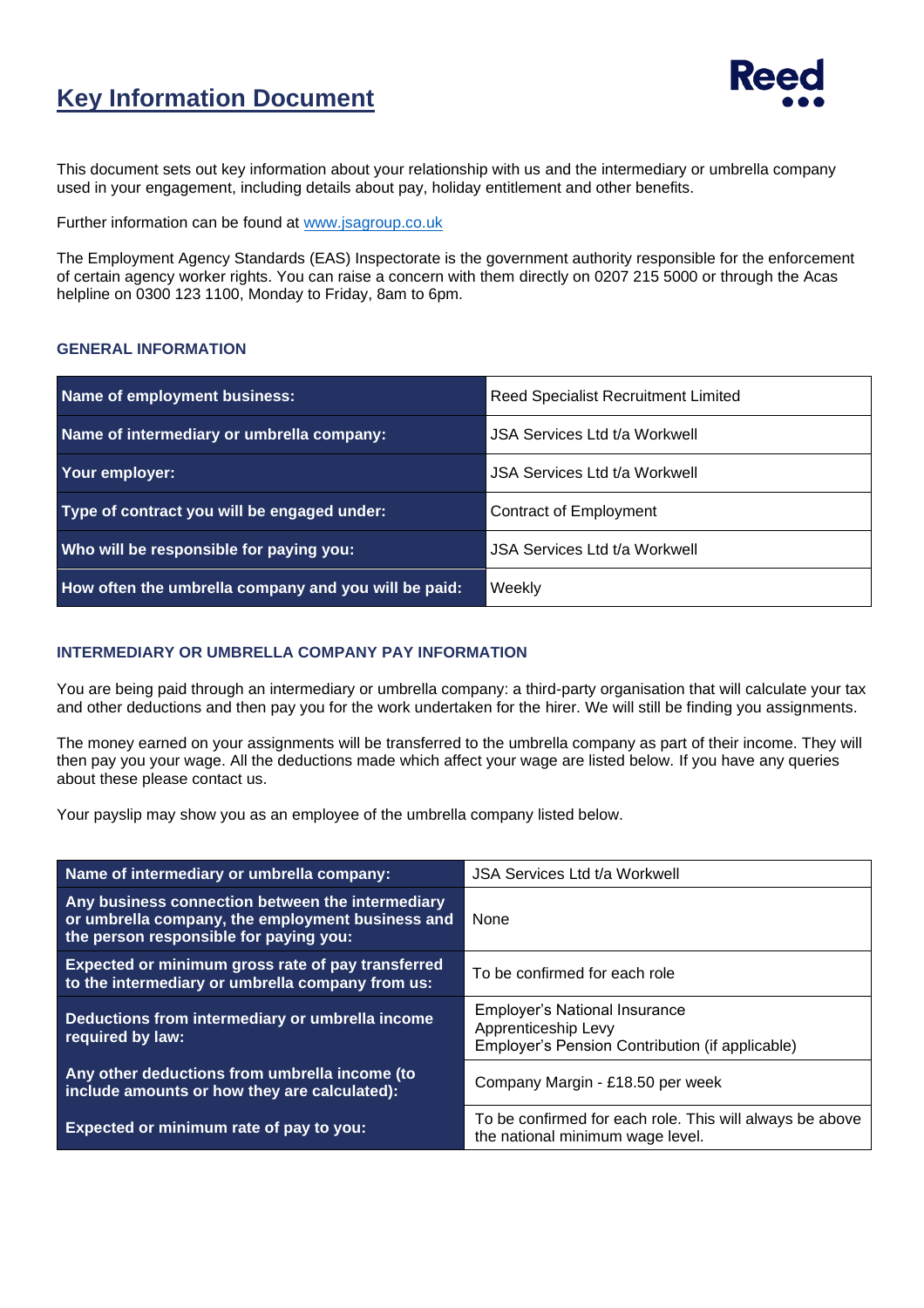# Key Information Document

This document sets out key information about your relationship with us and the intermediary or umbrella company used in your engagement, including details about pay, holiday entitlement and other benefits.

Further information can be found at [www.jsagroup.co.uk](http://www.jsagroup.co.uk)

The Employment Agency Standards (EAS) Inspectorate is the government authority responsible for the enforcement of certain agency worker rights. You can raise a concern with them directly on 0207 215 5000 or through the Acas helpline on 0300 123 1100, Monday to Friday, 8am to 6pm.

### GENERAL INFORMATION

| | |
|---|---|
| **Name of employment business:** | Reed Specialist Recruitment Limited |
| **Name of intermediary or umbrella company:** | JSA Services Ltd t/a Workwell |
| **Your employer:** | JSA Services Ltd t/a Workwell |
| **Type of contract you will be engaged under:** | Contract of Employment |
| **Who will be responsible for paying you:** | JSA Services Ltd t/a Workwell |
| **How often the umbrella company and you will be paid:** | Weekly |

### INTERMEDIARY OR UMBRELLA COMPANY PAY INFORMATION

You are being paid through an intermediary or umbrella company: a third-party organisation that will calculate your tax and other deductions and then pay you for the work undertaken for the hirer. We will still be finding you assignments.

The money earned on your assignments will be transferred to the umbrella company as part of their income. They will then pay you your wage. All the deductions made which affect your wage are listed below. If you have any queries about these please contact us.

Your payslip may show you as an employee of the umbrella company listed below.

| | |
|---|---|
| **Name of intermediary or umbrella company:** | JSA Services Ltd t/a Workwell |
| **Any business connection between the intermediary or umbrella company, the employment business and the person responsible for paying you:** | None |
| **Expected or minimum gross rate of pay transferred to the intermediary or umbrella company from us:** | To be confirmed for each role |
| **Deductions from intermediary or umbrella income required by law:** | Employer's National Insurance<br>Apprenticeship Levy<br>Employer's Pension Contribution (if applicable) |
| **Any other deductions from umbrella income (to include amounts or how they are calculated):** | Company Margin - £18.50 per week |
| **Expected or minimum rate of pay to you:** | To be confirmed for each role. This will always be above the national minimum wage level. |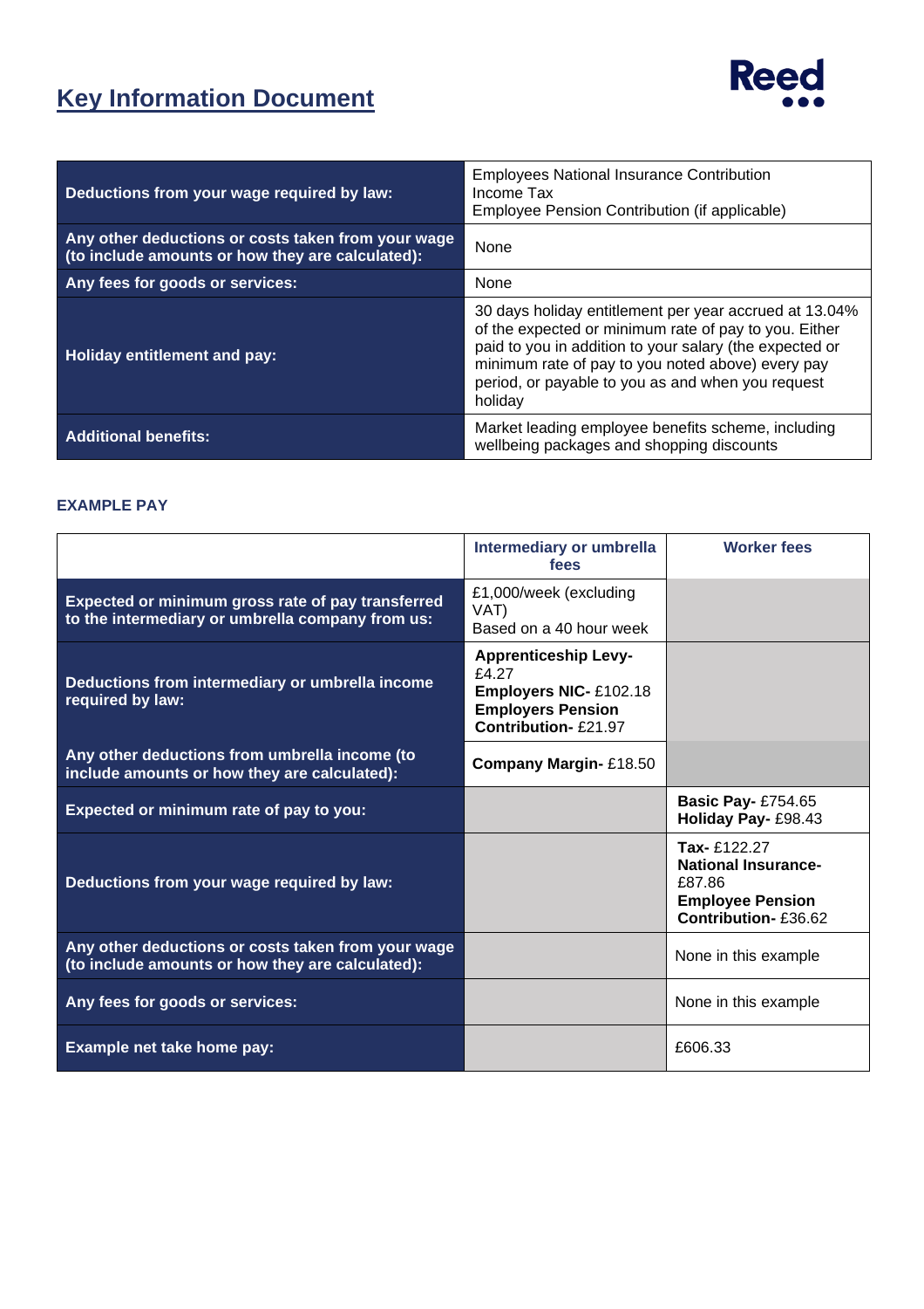# Key Information Document

| | |
|---|---|
| **Deductions from your wage required by law:** | Employees National Insurance Contribution<br>Income Tax<br>Employee Pension Contribution (if applicable) |
| **Any other deductions or costs taken from your wage (to include amounts or how they are calculated):** | None |
| **Any fees for goods or services:** | None |
| **Holiday entitlement and pay:** | 30 days holiday entitlement per year accrued at 13.04% of the expected or minimum rate of pay to you. Either paid to you in addition to your salary (the expected or minimum rate of pay to you noted above) every pay period, or payable to you as and when you request holiday |
| **Additional benefits:** | Market leading employee benefits scheme, including wellbeing packages and shopping discounts |

### EXAMPLE PAY

| | Intermediary or umbrella fees | Worker fees |
|---|---|---|
| **Expected or minimum gross rate of pay transferred to the intermediary or umbrella company from us:** | £1,000/week (excluding VAT)<br>Based on a 40 hour week | |
| **Deductions from intermediary or umbrella income required by law:** | **Apprenticeship Levy-** £4.27<br>**Employers NIC-** £102.18<br>**Employers Pension Contribution-** £21.97 | |
| **Any other deductions from umbrella income (to include amounts or how they are calculated):** | **Company Margin-** £18.50 | |
| **Expected or minimum rate of pay to you:** | | **Basic Pay-** £754.65<br>**Holiday Pay-** £98.43 |
| **Deductions from your wage required by law:** | | **Tax-** £122.27<br>**National Insurance-** £87.86<br>**Employee Pension Contribution-** £36.62 |
| **Any other deductions or costs taken from your wage (to include amounts or how they are calculated):** | | None in this example |
| **Any fees for goods or services:** | | None in this example |
| **Example net take home pay:** | | £606.33 |